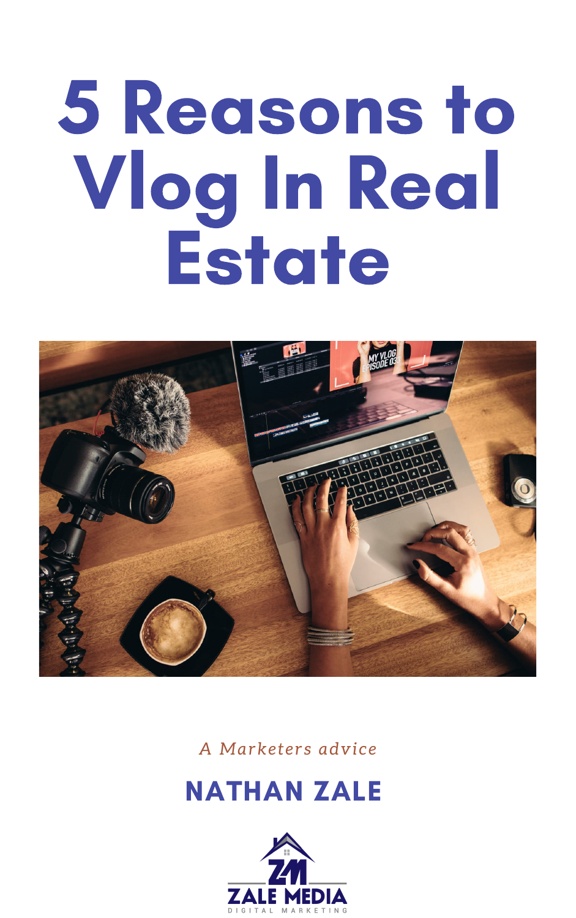# 5 Reasons to Vlog In Real Estate

*A Marketers advice*

**NATHAN ZALE**

ZALE MEDIA

DIGITAL MARKETING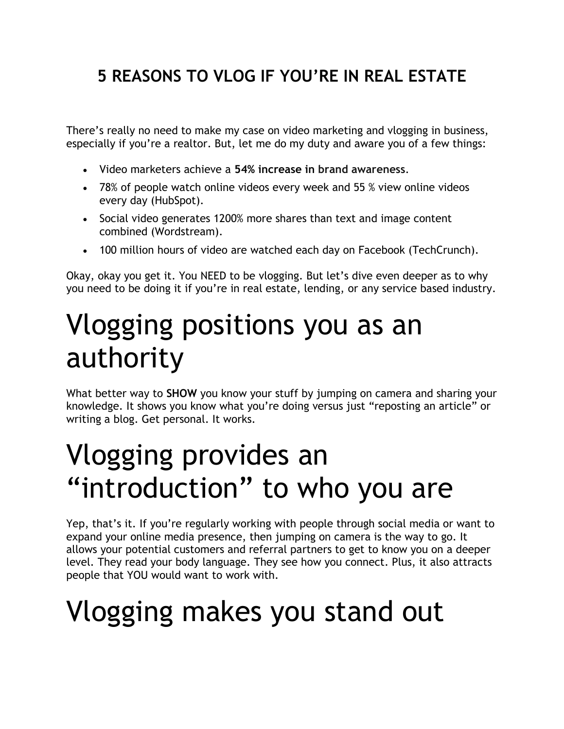## 5 REASONS TO VLOG IF YOU'RE IN REAL ESTATE

There's really no need to make my case on video marketing and vlogging in business, especially if you're a realtor. But, let me do my duty and aware you of a few things:

- Video marketers achieve a **54% increase in brand awareness**.
- 78% of people watch online videos every week and 55 % view online videos every day (HubSpot).
- Social video generates 1200% more shares than text and image content combined (Wordstream).
- 100 million hours of video are watched each day on Facebook (TechCrunch).

Okay, okay you get it. You NEED to be vlogging. But let's dive even deeper as to why you need to be doing it if you're in real estate, lending, or any service based industry.

# Vlogging positions you as an authority

What better way to **SHOW** you know your stuff by jumping on camera and sharing your knowledge. It shows you know what you're doing versus just "reposting an article" or writing a blog. Get personal. It works.

# Vlogging provides an "introduction" to who you are

Yep, that's it. If you're regularly working with people through social media or want to expand your online media presence, then jumping on camera is the way to go. It allows your potential customers and referral partners to get to know you on a deeper level. They read your body language. They see how you connect. Plus, it also attracts people that YOU would want to work with.

# Vlogging makes you stand out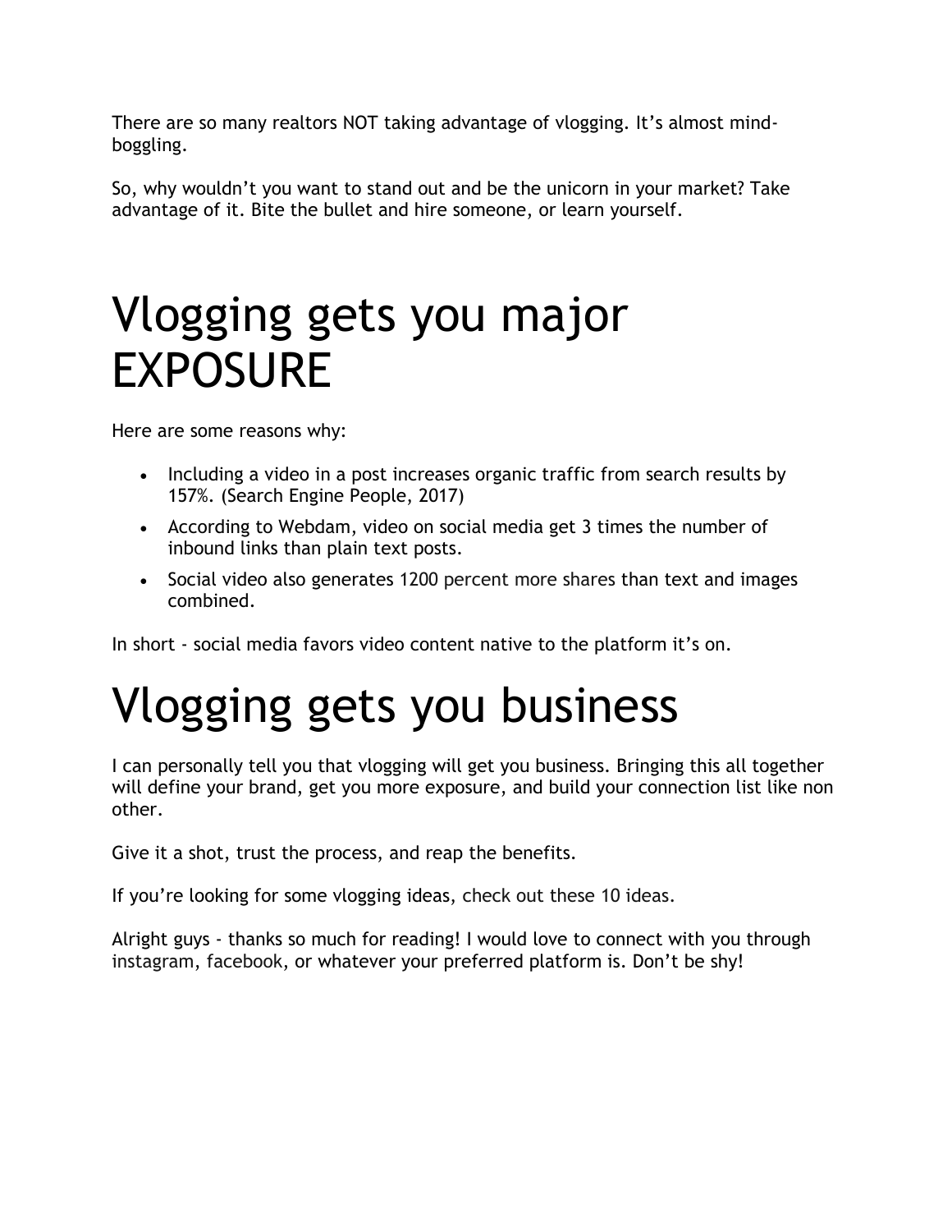There are so many realtors NOT taking advantage of vlogging. It's almost mind-boggling.

So, why wouldn't you want to stand out and be the unicorn in your market? Take advantage of it. Bite the bullet and hire someone, or learn yourself.

# Vlogging gets you major EXPOSURE

Here are some reasons why:

- Including a video in a post increases organic traffic from search results by 157%. (Search Engine People, 2017)
- According to Webdam, video on social media get 3 times the number of inbound links than plain text posts.
- Social video also generates 1200 percent more shares than text and images combined.

In short - social media favors video content native to the platform it's on.

# Vlogging gets you business

I can personally tell you that vlogging will get you business. Bringing this all together will define your brand, get you more exposure, and build your connection list like non other.

Give it a shot, trust the process, and reap the benefits.

If you're looking for some vlogging ideas, check out these 10 ideas.

Alright guys - thanks so much for reading! I would love to connect with you through instagram, facebook, or whatever your preferred platform is. Don't be shy!